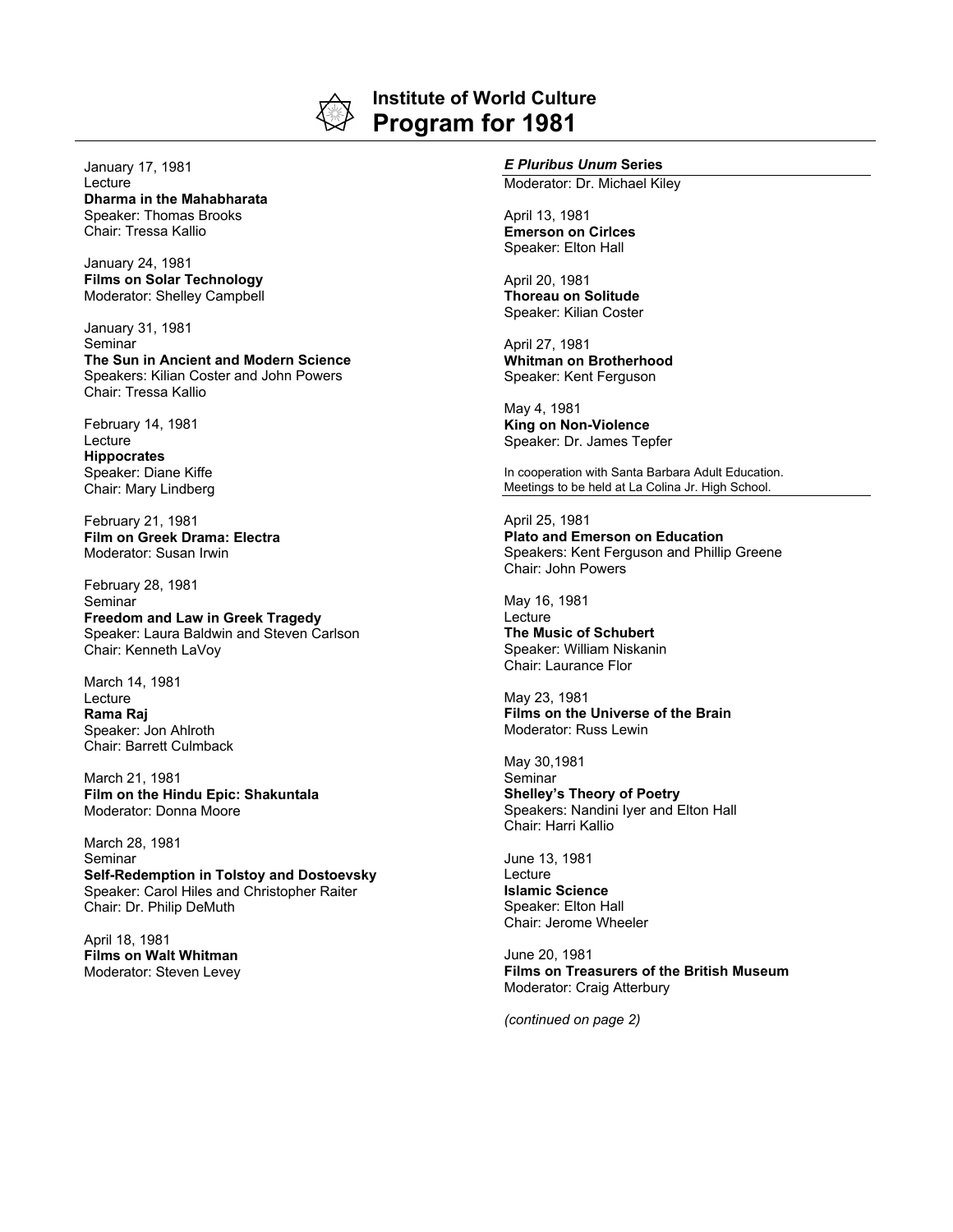# Institute of World Culture
# Program for 1981

January 17, 1981
Lecture
**Dharma in the Mahabharata**
Speaker: Thomas Brooks
Chair: Tressa Kallio

January 24, 1981
**Films on Solar Technology**
Moderator: Shelley Campbell

January 31, 1981
Seminar
**The Sun in Ancient and Modern Science**
Speakers: Kilian Coster and John Powers
Chair: Tressa Kallio

February 14, 1981
Lecture
**Hippocrates**
Speaker: Diane Kiffe
Chair: Mary Lindberg

February 21, 1981
**Film on Greek Drama: Electra**
Moderator: Susan Irwin

February 28, 1981
Seminar
**Freedom and Law in Greek Tragedy**
Speaker: Laura Baldwin and Steven Carlson
Chair: Kenneth LaVoy

March 14, 1981
Lecture
**Rama Raj**
Speaker: Jon Ahlroth
Chair: Barrett Culmback

March 21, 1981
**Film on the Hindu Epic: Shakuntala**
Moderator: Donna Moore

March 28, 1981
Seminar
**Self-Redemption in Tolstoy and Dostoevsky**
Speaker: Carol Hiles and Christopher Raiter
Chair: Dr. Philip DeMuth

April 18, 1981
**Films on Walt Whitman**
Moderator: Steven Levey

***E Pluribus Unum* Series**
Moderator: Dr. Michael Kiley

April 13, 1981
**Emerson on Cirlces**
Speaker: Elton Hall

April 20, 1981
**Thoreau on Solitude**
Speaker: Kilian Coster

April 27, 1981
**Whitman on Brotherhood**
Speaker: Kent Ferguson

May 4, 1981
**King on Non-Violence**
Speaker: Dr. James Tepfer

In cooperation with Santa Barbara Adult Education.
Meetings to be held at La Colina Jr. High School.

April 25, 1981
**Plato and Emerson on Education**
Speakers: Kent Ferguson and Phillip Greene
Chair: John Powers

May 16, 1981
Lecture
**The Music of Schubert**
Speaker: William Niskanin
Chair: Laurance Flor

May 23, 1981
**Films on the Universe of the Brain**
Moderator: Russ Lewin

May 30,1981
Seminar
**Shelley's Theory of Poetry**
Speakers: Nandini Iyer and Elton Hall
Chair: Harri Kallio

June 13, 1981
Lecture
**Islamic Science**
Speaker: Elton Hall
Chair: Jerome Wheeler

June 20, 1981
**Films on Treasurers of the British Museum**
Moderator: Craig Atterbury

*(continued on page 2)*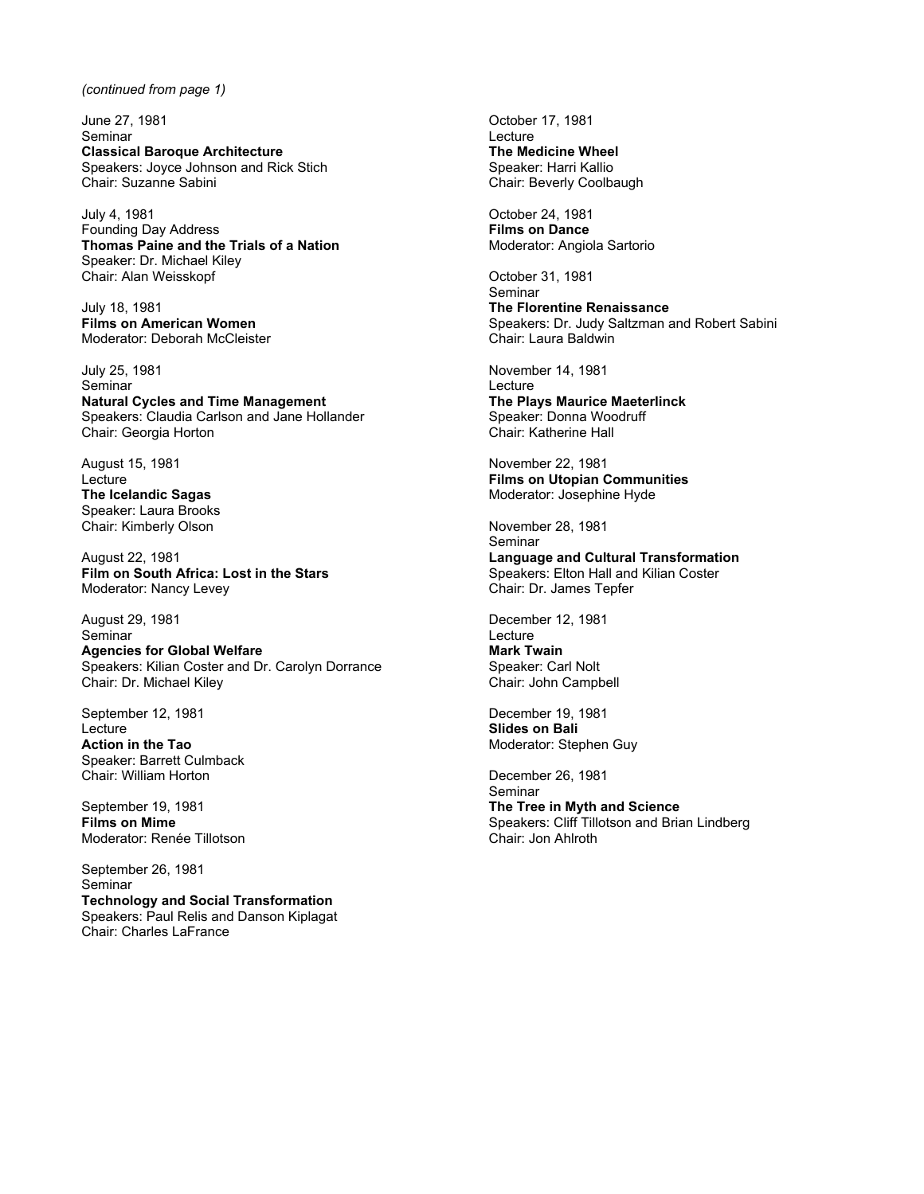*(continued from page 1)*

June 27, 1981
Seminar
**Classical Baroque Architecture**
Speakers: Joyce Johnson and Rick Stich
Chair: Suzanne Sabini

July 4, 1981
Founding Day Address
**Thomas Paine and the Trials of a Nation**
Speaker: Dr. Michael Kiley
Chair: Alan Weisskopf

July 18, 1981
**Films on American Women**
Moderator: Deborah McCleister

July 25, 1981
Seminar
**Natural Cycles and Time Management**
Speakers: Claudia Carlson and Jane Hollander
Chair: Georgia Horton

August 15, 1981
Lecture
**The Icelandic Sagas**
Speaker: Laura Brooks
Chair: Kimberly Olson

August 22, 1981
**Film on South Africa: Lost in the Stars**
Moderator: Nancy Levey

August 29, 1981
Seminar
**Agencies for Global Welfare**
Speakers: Kilian Coster and Dr. Carolyn Dorrance
Chair: Dr. Michael Kiley

September 12, 1981
Lecture
**Action in the Tao**
Speaker: Barrett Culmback
Chair: William Horton

September 19, 1981
**Films on Mime**
Moderator: Renée Tillotson

September 26, 1981
Seminar
**Technology and Social Transformation**
Speakers: Paul Relis and Danson Kiplagat
Chair: Charles LaFrance

October 17, 1981
Lecture
**The Medicine Wheel**
Speaker: Harri Kallio
Chair: Beverly Coolbaugh

October 24, 1981
**Films on Dance**
Moderator: Angiola Sartorio

October 31, 1981
Seminar
**The Florentine Renaissance**
Speakers: Dr. Judy Saltzman and Robert Sabini
Chair: Laura Baldwin

November 14, 1981
Lecture
**The Plays Maurice Maeterlinck**
Speaker: Donna Woodruff
Chair: Katherine Hall

November 22, 1981
**Films on Utopian Communities**
Moderator: Josephine Hyde

November 28, 1981
Seminar
**Language and Cultural Transformation**
Speakers: Elton Hall and Kilian Coster
Chair: Dr. James Tepfer

December 12, 1981
Lecture
**Mark Twain**
Speaker: Carl Nolt
Chair: John Campbell

December 19, 1981
**Slides on Bali**
Moderator: Stephen Guy

December 26, 1981
Seminar
**The Tree in Myth and Science**
Speakers: Cliff Tillotson and Brian Lindberg
Chair: Jon Ahlroth